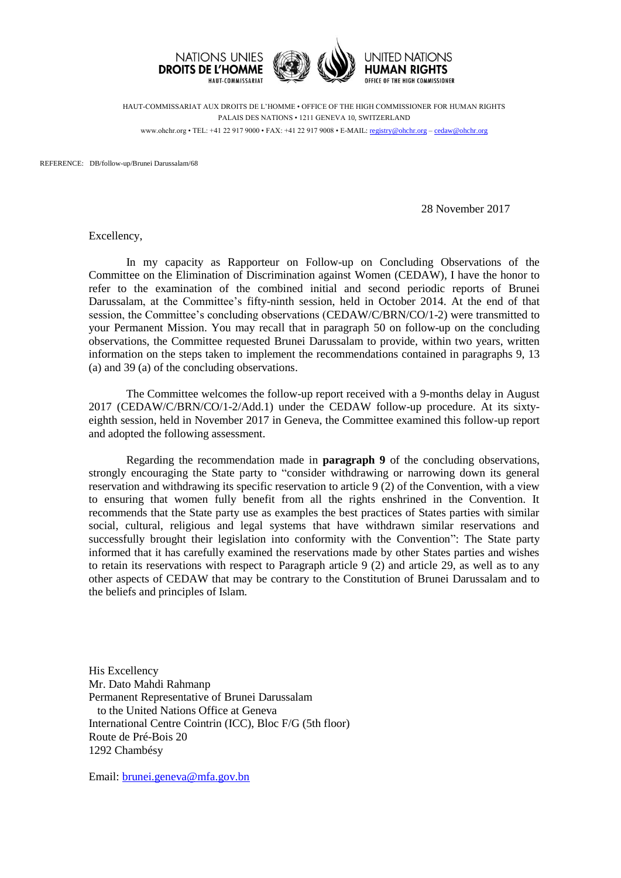NATIONS UNIES
**DROITS DE L'HOMME**
HAUT-COMMISSARIAT

UNITED NATIONS
**HUMAN RIGHTS**
OFFICE OF THE HIGH COMMISSIONER

HAUT-COMMISSARIAT AUX DROITS DE L'HOMME • OFFICE OF THE HIGH COMMISSIONER FOR HUMAN RIGHTS
PALAIS DES NATIONS • 1211 GENEVA 10, SWITZERLAND
www.ohchr.org • TEL: +41 22 917 9000 • FAX: +41 22 917 9008 • E-MAIL: registry@ohchr.org – cedaw@ohchr.org

REFERENCE: DB/follow-up/Brunei Darussalam/68

28 November 2017

Excellency,

In my capacity as Rapporteur on Follow-up on Concluding Observations of the Committee on the Elimination of Discrimination against Women (CEDAW), I have the honor to refer to the examination of the combined initial and second periodic reports of Brunei Darussalam, at the Committee's fifty-ninth session, held in October 2014. At the end of that session, the Committee's concluding observations (CEDAW/C/BRN/CO/1-2) were transmitted to your Permanent Mission. You may recall that in paragraph 50 on follow-up on the concluding observations, the Committee requested Brunei Darussalam to provide, within two years, written information on the steps taken to implement the recommendations contained in paragraphs 9, 13 (a) and 39 (a) of the concluding observations.

The Committee welcomes the follow-up report received with a 9-months delay in August 2017 (CEDAW/C/BRN/CO/1-2/Add.1) under the CEDAW follow-up procedure. At its sixty-eighth session, held in November 2017 in Geneva, the Committee examined this follow-up report and adopted the following assessment.

Regarding the recommendation made in **paragraph 9** of the concluding observations, strongly encouraging the State party to "consider withdrawing or narrowing down its general reservation and withdrawing its specific reservation to article 9 (2) of the Convention, with a view to ensuring that women fully benefit from all the rights enshrined in the Convention. It recommends that the State party use as examples the best practices of States parties with similar social, cultural, religious and legal systems that have withdrawn similar reservations and successfully brought their legislation into conformity with the Convention": The State party informed that it has carefully examined the reservations made by other States parties and wishes to retain its reservations with respect to Paragraph article 9 (2) and article 29, as well as to any other aspects of CEDAW that may be contrary to the Constitution of Brunei Darussalam and to the beliefs and principles of Islam.

His Excellency
Mr. Dato Mahdi Rahmanp
Permanent Representative of Brunei Darussalam
to the United Nations Office at Geneva
International Centre Cointrin (ICC), Bloc F/G (5th floor)
Route de Pré-Bois 20
1292 Chambésy

Email: brunei.geneva@mfa.gov.bn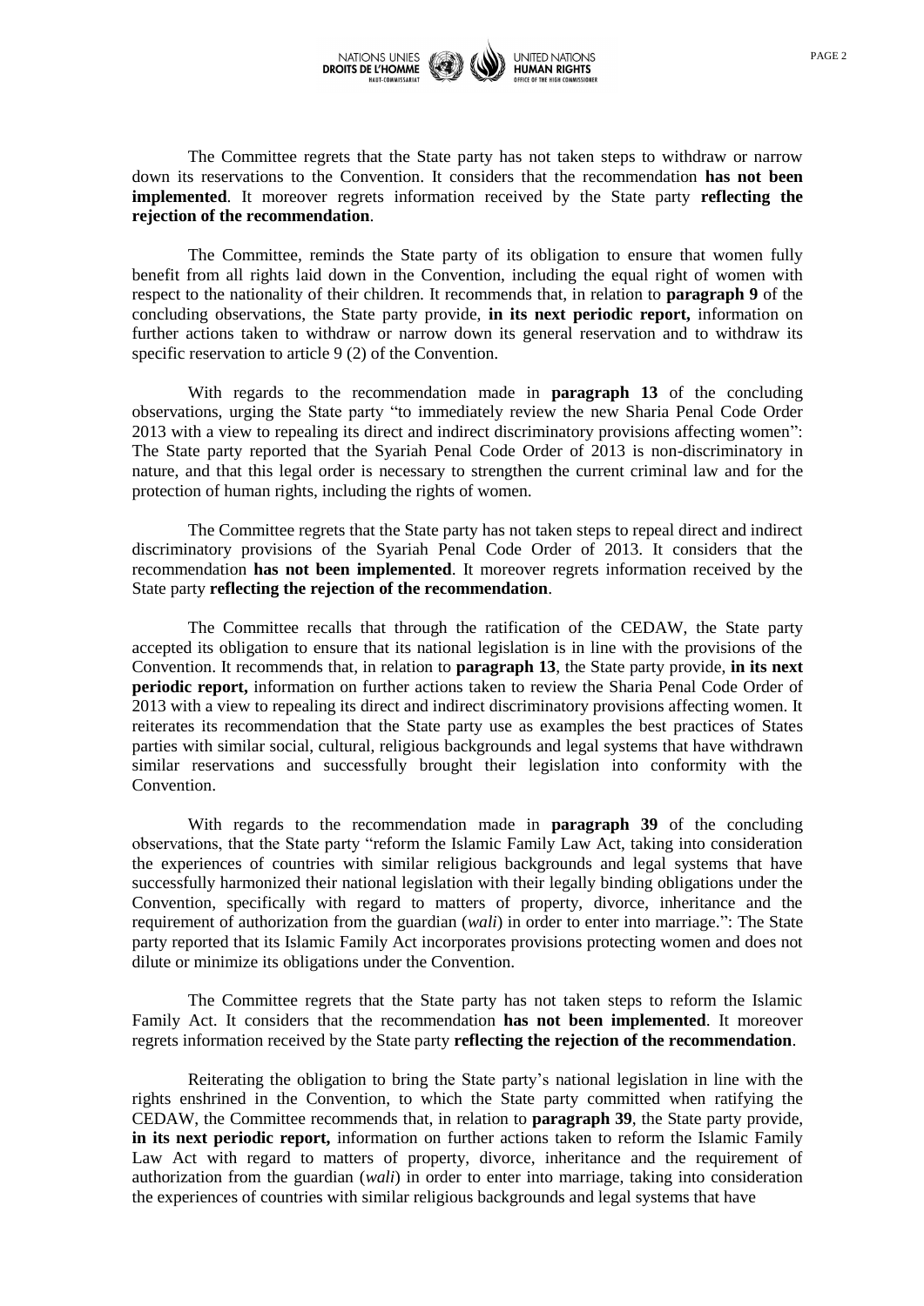The Committee regrets that the State party has not taken steps to withdraw or narrow down its reservations to the Convention. It considers that the recommendation **has not been implemented**. It moreover regrets information received by the State party **reflecting the rejection of the recommendation**.

The Committee, reminds the State party of its obligation to ensure that women fully benefit from all rights laid down in the Convention, including the equal right of women with respect to the nationality of their children. It recommends that, in relation to **paragraph 9** of the concluding observations, the State party provide, **in its next periodic report,** information on further actions taken to withdraw or narrow down its general reservation and to withdraw its specific reservation to article 9 (2) of the Convention.

With regards to the recommendation made in **paragraph 13** of the concluding observations, urging the State party "to immediately review the new Sharia Penal Code Order 2013 with a view to repealing its direct and indirect discriminatory provisions affecting women": The State party reported that the Syariah Penal Code Order of 2013 is non-discriminatory in nature, and that this legal order is necessary to strengthen the current criminal law and for the protection of human rights, including the rights of women.

The Committee regrets that the State party has not taken steps to repeal direct and indirect discriminatory provisions of the Syariah Penal Code Order of 2013. It considers that the recommendation **has not been implemented**. It moreover regrets information received by the State party **reflecting the rejection of the recommendation**.

The Committee recalls that through the ratification of the CEDAW, the State party accepted its obligation to ensure that its national legislation is in line with the provisions of the Convention. It recommends that, in relation to **paragraph 13**, the State party provide, **in its next periodic report,** information on further actions taken to review the Sharia Penal Code Order of 2013 with a view to repealing its direct and indirect discriminatory provisions affecting women. It reiterates its recommendation that the State party use as examples the best practices of States parties with similar social, cultural, religious backgrounds and legal systems that have withdrawn similar reservations and successfully brought their legislation into conformity with the Convention.

With regards to the recommendation made in **paragraph 39** of the concluding observations, that the State party "reform the Islamic Family Law Act, taking into consideration the experiences of countries with similar religious backgrounds and legal systems that have successfully harmonized their national legislation with their legally binding obligations under the Convention, specifically with regard to matters of property, divorce, inheritance and the requirement of authorization from the guardian (*wali*) in order to enter into marriage.": The State party reported that its Islamic Family Act incorporates provisions protecting women and does not dilute or minimize its obligations under the Convention.

The Committee regrets that the State party has not taken steps to reform the Islamic Family Act. It considers that the recommendation **has not been implemented**. It moreover regrets information received by the State party **reflecting the rejection of the recommendation**.

Reiterating the obligation to bring the State party's national legislation in line with the rights enshrined in the Convention, to which the State party committed when ratifying the CEDAW, the Committee recommends that, in relation to **paragraph 39**, the State party provide, **in its next periodic report,** information on further actions taken to reform the Islamic Family Law Act with regard to matters of property, divorce, inheritance and the requirement of authorization from the guardian (*wali*) in order to enter into marriage, taking into consideration the experiences of countries with similar religious backgrounds and legal systems that have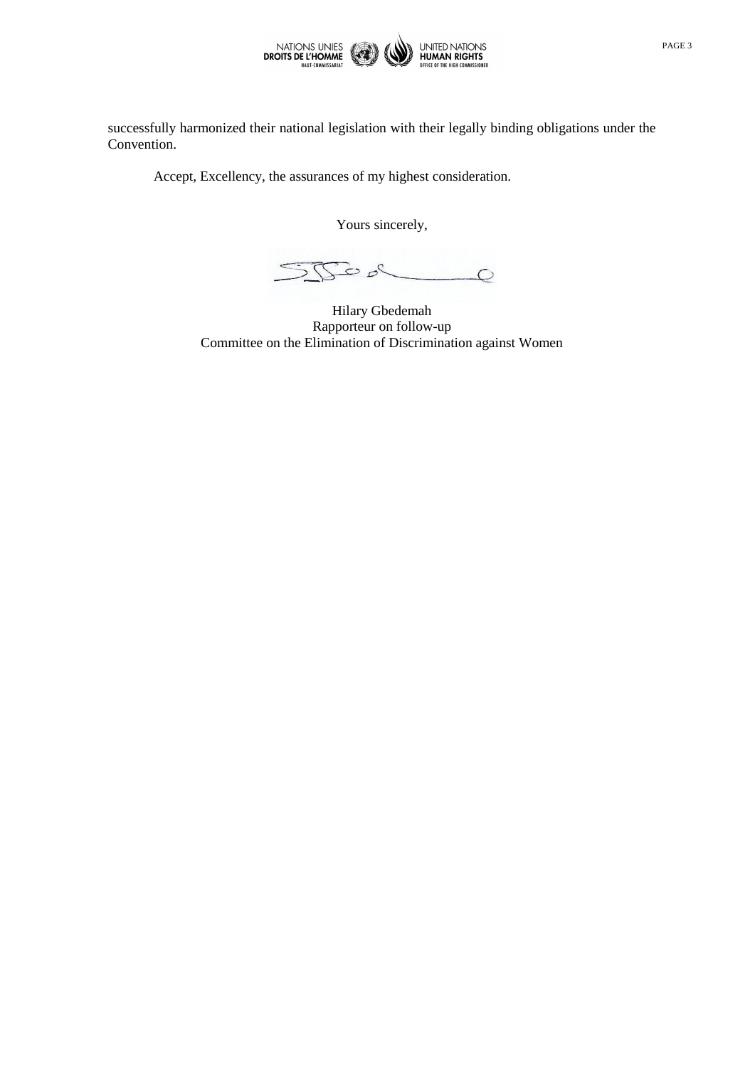successfully harmonized their national legislation with their legally binding obligations under the Convention.

Accept, Excellency, the assurances of my highest consideration.

Yours sincerely,

Hilary Gbedemah
Rapporteur on follow-up
Committee on the Elimination of Discrimination against Women